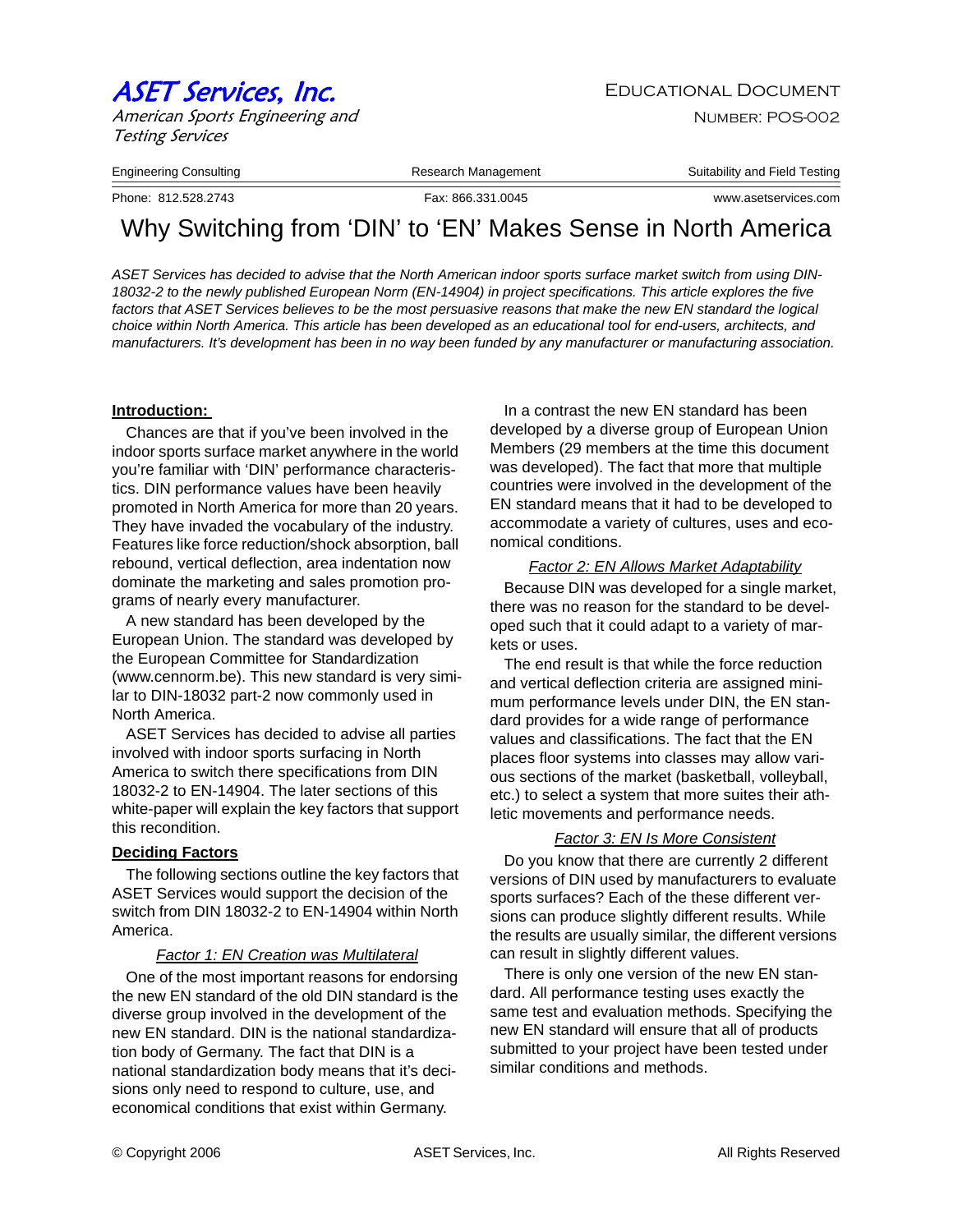# ASET Services, Inc.

*American Sports Engineering and Testing Services*

EDUCATIONAL DOCUMENT

NUMBER: POS-002

Engineering Consulting | Research Management | Suitability and Field Testing

Phone: 812.528.2743 | Fax: 866.331.0045 | www.asetservices.com

# Why Switching from 'DIN' to 'EN' Makes Sense in North America

*ASET Services has decided to advise that the North American indoor sports surface market switch from using DIN-18032-2 to the newly published European Norm (EN-14904) in project specifications. This article explores the five factors that ASET Services believes to be the most persuasive reasons that make the new EN standard the logical choice within North America. This article has been developed as an educational tool for end-users, architects, and manufacturers. It's development has been in no way been funded by any manufacturer or manufacturing association.*

## Introduction:

Chances are that if you've been involved in the indoor sports surface market anywhere in the world you're familiar with 'DIN' performance characteristics. DIN performance values have been heavily promoted in North America for more than 20 years. They have invaded the vocabulary of the industry. Features like force reduction/shock absorption, ball rebound, vertical deflection, area indentation now dominate the marketing and sales promotion programs of nearly every manufacturer.

A new standard has been developed by the European Union. The standard was developed by the European Committee for Standardization (www.cennorm.be). This new standard is very similar to DIN-18032 part-2 now commonly used in North America.

ASET Services has decided to advise all parties involved with indoor sports surfacing in North America to switch there specifications from DIN 18032-2 to EN-14904. The later sections of this white-paper will explain the key factors that support this recondition.

## Deciding Factors

The following sections outline the key factors that ASET Services would support the decision of the switch from DIN 18032-2 to EN-14904 within North America.

### *Factor 1: EN Creation was Multilateral*

One of the most important reasons for endorsing the new EN standard of the old DIN standard is the diverse group involved in the development of the new EN standard. DIN is the national standardization body of Germany. The fact that DIN is a national standardization body means that it's decisions only need to respond to culture, use, and economical conditions that exist within Germany.

In a contrast the new EN standard has been developed by a diverse group of European Union Members (29 members at the time this document was developed). The fact that more that multiple countries were involved in the development of the EN standard means that it had to be developed to accommodate a variety of cultures, uses and economical conditions.

### *Factor 2: EN Allows Market Adaptability*

Because DIN was developed for a single market, there was no reason for the standard to be developed such that it could adapt to a variety of markets or uses.

The end result is that while the force reduction and vertical deflection criteria are assigned minimum performance levels under DIN, the EN standard provides for a wide range of performance values and classifications. The fact that the EN places floor systems into classes may allow various sections of the market (basketball, volleyball, etc.) to select a system that more suites their athletic movements and performance needs.

### *Factor 3: EN Is More Consistent*

Do you know that there are currently 2 different versions of DIN used by manufacturers to evaluate sports surfaces? Each of the these different versions can produce slightly different results. While the results are usually similar, the different versions can result in slightly different values.

There is only one version of the new EN standard. All performance testing uses exactly the same test and evaluation methods. Specifying the new EN standard will ensure that all of products submitted to your project have been tested under similar conditions and methods.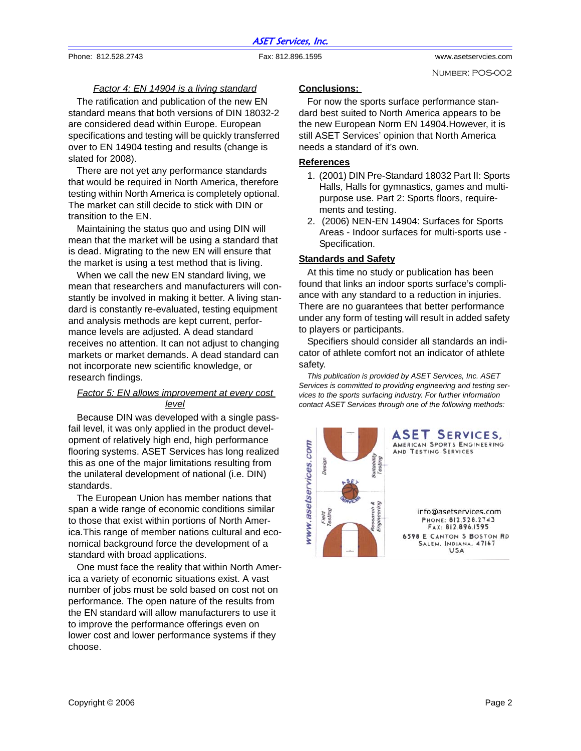Number: POS-002

*Factor 4: EN 14904 is a living standard*

The ratification and publication of the new EN standard means that both versions of DIN 18032-2 are considered dead within Europe. European specifications and testing will be quickly transferred over to EN 14904 testing and results (change is slated for 2008).

There are not yet any performance standards that would be required in North America, therefore testing within North America is completely optional. The market can still decide to stick with DIN or transition to the EN.

Maintaining the status quo and using DIN will mean that the market will be using a standard that is dead. Migrating to the new EN will ensure that the market is using a test method that is living.

When we call the new EN standard living, we mean that researchers and manufacturers will constantly be involved in making it better. A living standard is constantly re-evaluated, testing equipment and analysis methods are kept current, performance levels are adjusted. A dead standard receives no attention. It can not adjust to changing markets or market demands. A dead standard can not incorporate new scientific knowledge, or research findings.

*Factor 5: EN allows improvement at every cost level*

Because DIN was developed with a single pass-fail level, it was only applied in the product development of relatively high end, high performance flooring systems. ASET Services has long realized this as one of the major limitations resulting from the unilateral development of national (i.e. DIN) standards.

The European Union has member nations that span a wide range of economic conditions similar to those that exist within portions of North America.This range of member nations cultural and economical background force the development of a standard with broad applications.

One must face the reality that within North America a variety of economic situations exist. A vast number of jobs must be sold based on cost not on performance. The open nature of the results from the EN standard will allow manufacturers to use it to improve the performance offerings even on lower cost and lower performance systems if they choose.

## Conclusions:

For now the sports surface performance standard best suited to North America appears to be the new European Norm EN 14904.However, it is still ASET Services' opinion that North America needs a standard of it's own.

## References

1. (2001) DIN Pre-Standard 18032 Part II: Sports Halls, Halls for gymnastics, games and multi-purpose use. Part 2: Sports floors, requirements and testing.
2. (2006) NEN-EN 14904: Surfaces for Sports Areas - Indoor surfaces for multi-sports use - Specification.

## Standards and Safety

At this time no study or publication has been found that links an indoor sports surface's compliance with any standard to a reduction in injuries. There are no guarantees that better performance under any form of testing will result in added safety to players or participants.

Specifiers should consider all standards an indicator of athlete comfort not an indicator of athlete safety.

*This publication is provided by ASET Services, Inc. ASET Services is committed to providing engineering and testing services to the sports surfacing industry. For further information contact ASET Services through one of the following methods:*

www.asetservices.com

Design · Suitability Testing · Field Testing · Research & Engineering

ASET Services,
American Sports Engineering and Testing Services

info@asetservices.com
Phone: 812.528.2743
Fax: 812.896.1595
6598 E Canton S Boston Rd
Salem, Indiana, 47167
USA

Copyright © 2006